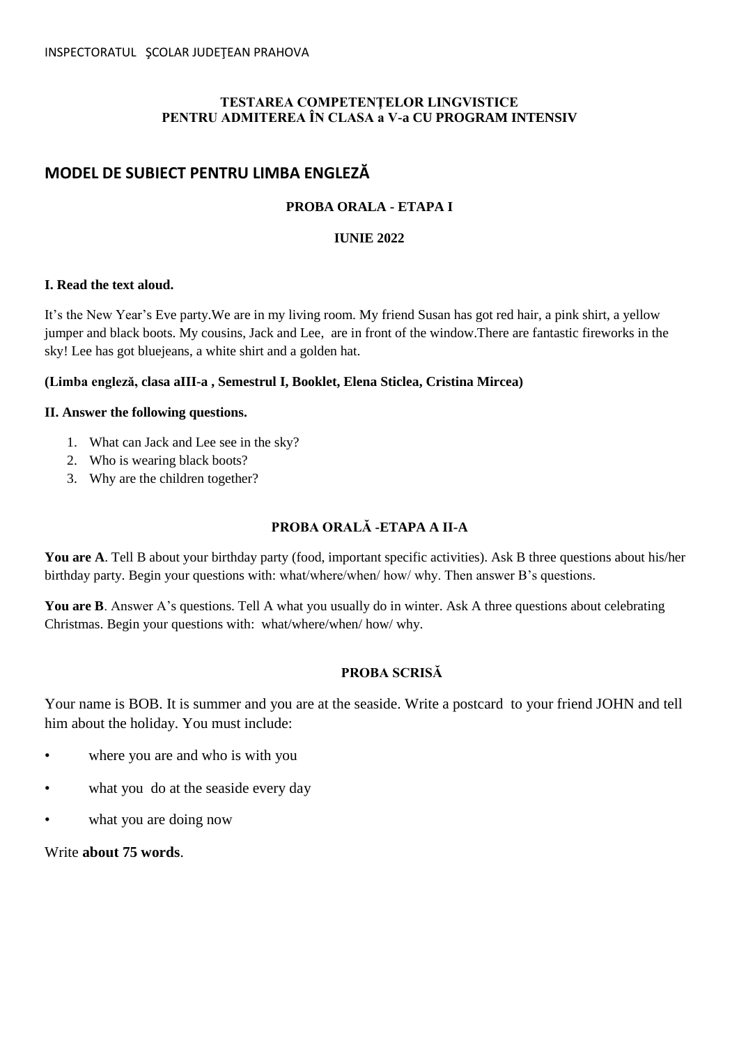INSPECTORATUL ŞCOLAR JUDEŢEAN PRAHOVA

**TESTAREA COMPETENŢELOR LINGVISTICE**
**PENTRU ADMITEREA ÎN CLASA a V-a CU PROGRAM INTENSIV**

## MODEL DE SUBIECT PENTRU LIMBA ENGLEZĂ

### PROBA ORALA - ETAPA I

**IUNIE 2022**

**I. Read the text aloud.**

It's the New Year's Eve party.We are in my living room. My friend Susan has got red hair, a pink shirt, a yellow jumper and black boots. My cousins, Jack and Lee, are in front of the window.There are fantastic fireworks in the sky! Lee has got bluejeans, a white shirt and a golden hat.

**(Limba engleză, clasa aIII-a , Semestrul I, Booklet, Elena Sticlea, Cristina Mircea)**

**II. Answer the following questions.**

1. What can Jack and Lee see in the sky?
2. Who is wearing black boots?
3. Why are the children together?

### PROBA ORALĂ -ETAPA A II-A

**You are A**. Tell B about your birthday party (food, important specific activities). Ask B three questions about his/her birthday party. Begin your questions with: what/where/when/ how/ why. Then answer B's questions.

**You are B**. Answer A's questions. Tell A what you usually do in winter. Ask A three questions about celebrating Christmas. Begin your questions with: what/where/when/ how/ why.

### PROBA SCRISĂ

Your name is BOB. It is summer and you are at the seaside. Write a postcard to your friend JOHN and tell him about the holiday. You must include:

- where you are and who is with you
- what you do at the seaside every day
- what you are doing now

Write **about 75 words**.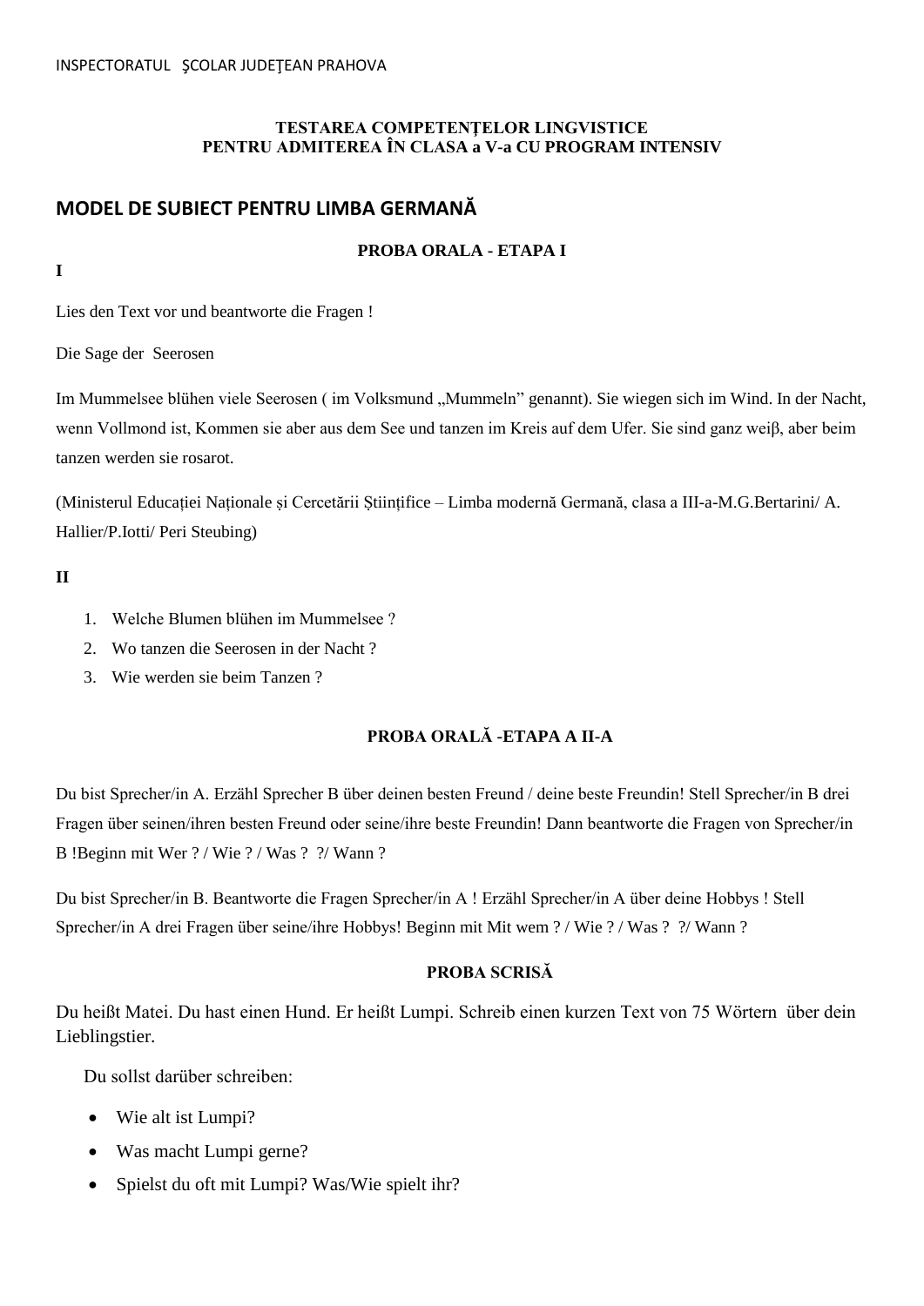INSPECTORATUL ŞCOLAR JUDEŢEAN PRAHOVA

**TESTAREA COMPETENŢELOR LINGVISTICE**
**PENTRU ADMITEREA ÎN CLASA a V-a CU PROGRAM INTENSIV**

## MODEL DE SUBIECT PENTRU LIMBA GERMANĂ

### PROBA ORALA - ETAPA I

**I**

Lies den Text vor und beantworte die Fragen !

Die Sage der Seerosen

Im Mummelsee blühen viele Seerosen ( im Volksmund „Mummeln" genannt). Sie wiegen sich im Wind. In der Nacht, wenn Vollmond ist, Kommen sie aber aus dem See und tanzen im Kreis auf dem Ufer. Sie sind ganz weiβ, aber beim tanzen werden sie rosarot.

(Ministerul Educației Naționale și Cercetării Științifice – Limba modernă Germană, clasa a III-a-M.G.Bertarini/ A. Hallier/P.Iotti/ Peri Steubing)

**II**

1. Welche Blumen blühen im Mummelsee ?
2. Wo tanzen die Seerosen in der Nacht ?
3. Wie werden sie beim Tanzen ?

### PROBA ORALĂ -ETAPA A II-A

Du bist Sprecher/in A. Erzähl Sprecher B über deinen besten Freund / deine beste Freundin! Stell Sprecher/in B drei Fragen über seinen/ihren besten Freund oder seine/ihre beste Freundin! Dann beantworte die Fragen von Sprecher/in B !Beginn mit Wer ? / Wie ? / Was ? ?/ Wann ?

Du bist Sprecher/in B. Beantworte die Fragen Sprecher/in A ! Erzähl Sprecher/in A über deine Hobbys ! Stell Sprecher/in A drei Fragen über seine/ihre Hobbys! Beginn mit Mit wem ? / Wie ? / Was ? ?/ Wann ?

### PROBA SCRISĂ

Du heißt Matei. Du hast einen Hund. Er heißt Lumpi. Schreib einen kurzen Text von 75 Wörtern über dein Lieblingstier.

Du sollst darüber schreiben:

- Wie alt ist Lumpi?
- Was macht Lumpi gerne?
- Spielst du oft mit Lumpi? Was/Wie spielt ihr?